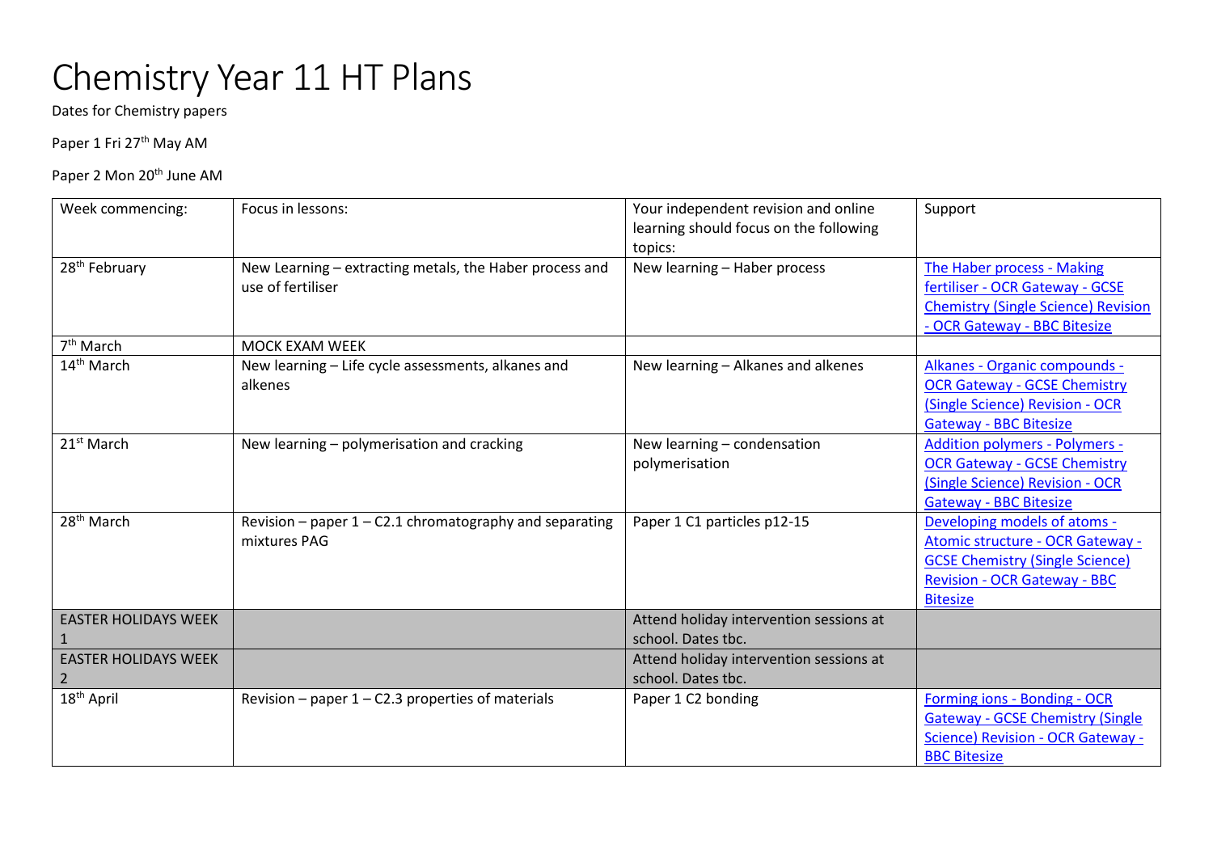# Chemistry Year 11 HT Plans

Dates for Chemistry papers

Paper 1 Fri 27th May AM

Paper 2 Mon 20th June AM

| Week commencing: | Focus in lessons: | Your independent revision and online learning should focus on the following topics: | Support |
|---|---|---|---|
| 28th February | New Learning – extracting metals, the Haber process and use of fertiliser | New learning – Haber process | The Haber process - Making fertiliser - OCR Gateway - GCSE Chemistry (Single Science) Revision - OCR Gateway - BBC Bitesize |
| 7th March | MOCK EXAM WEEK | | |
| 14th March | New learning – Life cycle assessments, alkanes and alkenes | New learning – Alkanes and alkenes | Alkanes - Organic compounds - OCR Gateway - GCSE Chemistry (Single Science) Revision - OCR Gateway - BBC Bitesize |
| 21st March | New learning – polymerisation and cracking | New learning – condensation polymerisation | Addition polymers - Polymers - OCR Gateway - GCSE Chemistry (Single Science) Revision - OCR Gateway - BBC Bitesize |
| 28th March | Revision – paper 1 – C2.1 chromatography and separating mixtures PAG | Paper 1 C1 particles p12-15 | Developing models of atoms - Atomic structure - OCR Gateway - GCSE Chemistry (Single Science) Revision - OCR Gateway - BBC Bitesize |
| EASTER HOLIDAYS WEEK 1 | | Attend holiday intervention sessions at school. Dates tbc. | |
| EASTER HOLIDAYS WEEK 2 | | Attend holiday intervention sessions at school. Dates tbc. | |
| 18th April | Revision – paper 1 – C2.3 properties of materials | Paper 1 C2 bonding | Forming ions - Bonding - OCR Gateway - GCSE Chemistry (Single Science) Revision - OCR Gateway - BBC Bitesize |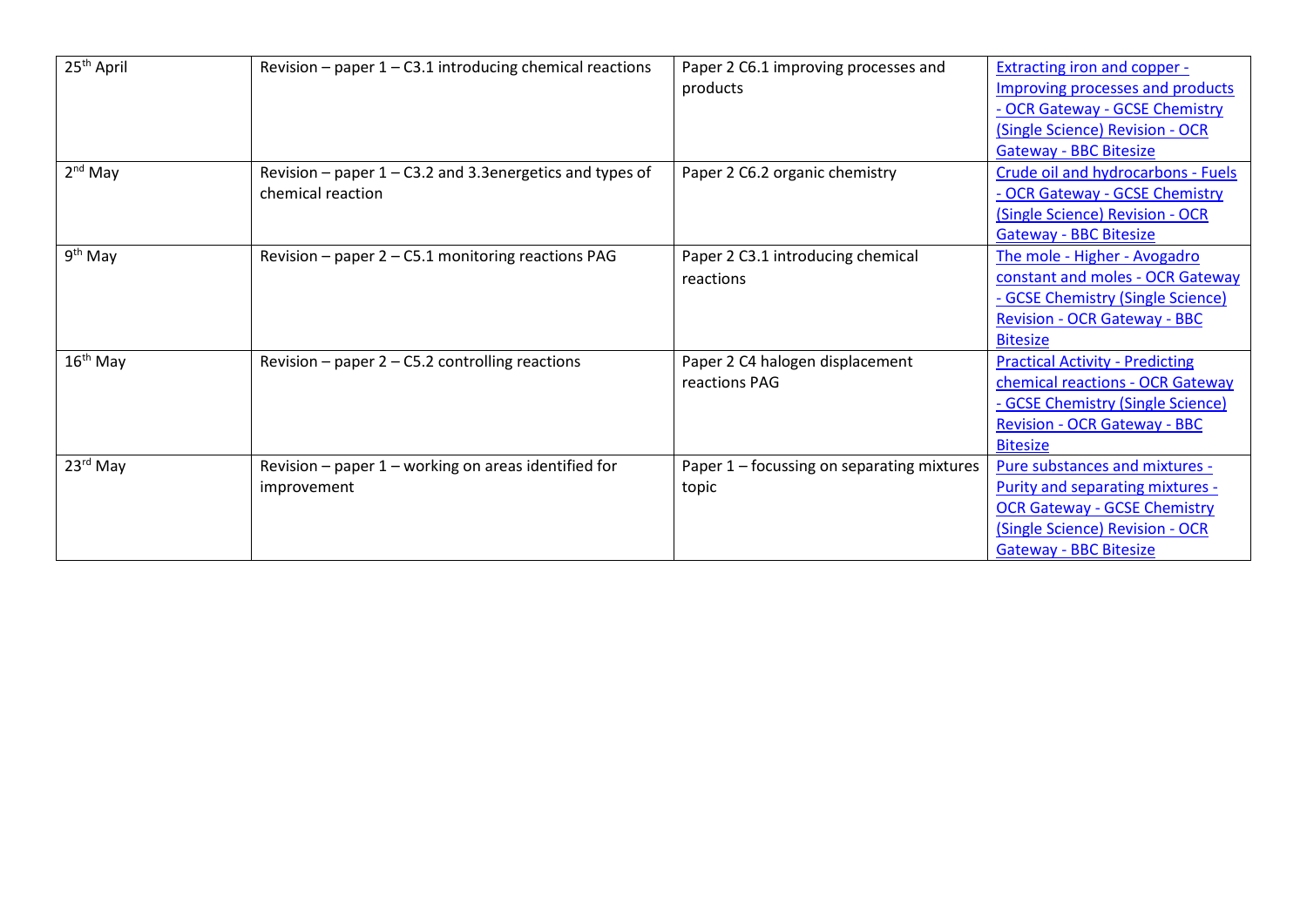| | | | |
|---|---|---|---|
| 25th April | Revision – paper 1 – C3.1 introducing chemical reactions | Paper 2 C6.1 improving processes and products | Extracting iron and copper - Improving processes and products - OCR Gateway - GCSE Chemistry (Single Science) Revision - OCR Gateway - BBC Bitesize |
| 2nd May | Revision – paper 1 – C3.2 and 3.3energetics and types of chemical reaction | Paper 2 C6.2 organic chemistry | Crude oil and hydrocarbons - Fuels - OCR Gateway - GCSE Chemistry (Single Science) Revision - OCR Gateway - BBC Bitesize |
| 9th May | Revision – paper 2 – C5.1 monitoring reactions PAG | Paper 2 C3.1 introducing chemical reactions | The mole - Higher - Avogadro constant and moles - OCR Gateway - GCSE Chemistry (Single Science) Revision - OCR Gateway - BBC Bitesize |
| 16th May | Revision – paper 2 – C5.2 controlling reactions | Paper 2 C4 halogen displacement reactions PAG | Practical Activity - Predicting chemical reactions - OCR Gateway - GCSE Chemistry (Single Science) Revision - OCR Gateway - BBC Bitesize |
| 23rd May | Revision – paper 1 – working on areas identified for improvement | Paper 1 – focussing on separating mixtures topic | Pure substances and mixtures - Purity and separating mixtures - OCR Gateway - GCSE Chemistry (Single Science) Revision - OCR Gateway - BBC Bitesize |